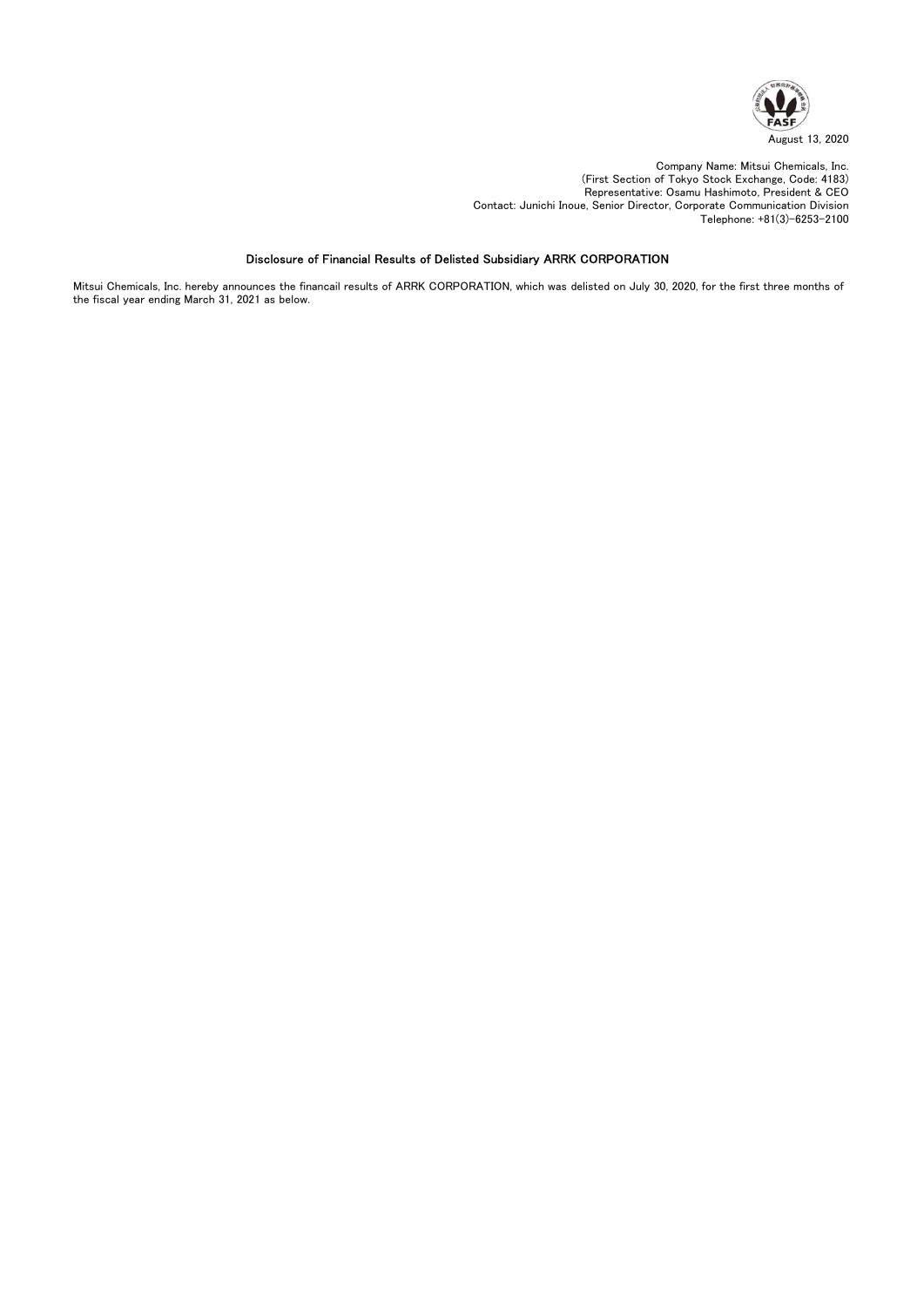August 13, 2020

Company Name: Mitsui Chemicals, Inc.
(First Section of Tokyo Stock Exchange, Code: 4183)
Representative: Osamu Hashimoto, President & CEO
Contact: Junichi Inoue, Senior Director, Corporate Communication Division
Telephone: +81(3)-6253-2100

## Disclosure of Financial Results of Delisted Subsidiary ARRK CORPORATION

Mitsui Chemicals, Inc. hereby announces the financail results of ARRK CORPORATION, which was delisted on July 30, 2020, for the first three months of the fiscal year ending March 31, 2021 as below.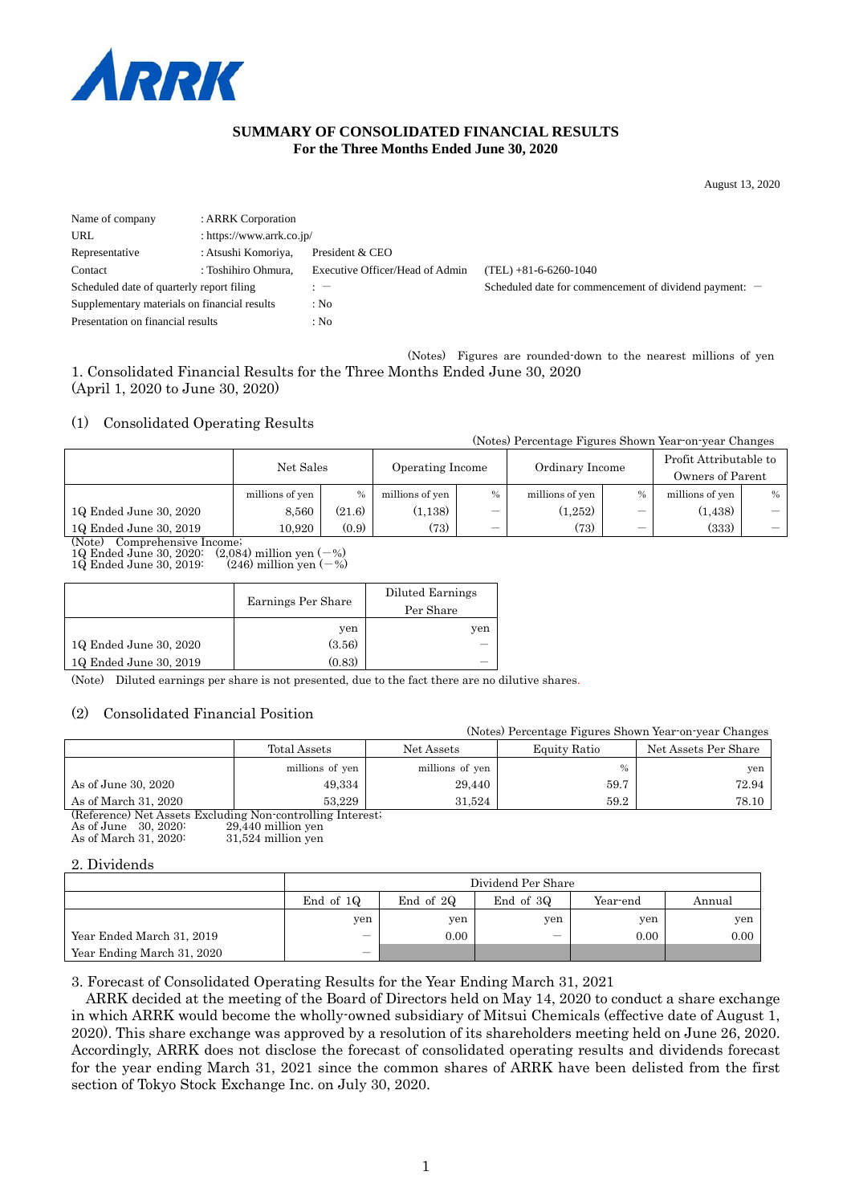ARRK

**SUMMARY OF CONSOLIDATED FINANCIAL RESULTS**
**For the Three Months Ended June 30, 2020**

August 13, 2020

| | | | |
|---|---|---|---|
| Name of company | : ARRK Corporation | | |
| URL | : https://www.arrk.co.jp/ | | |
| Representative | : Atsushi Komoriya, | President & CEO | |
| Contact | : Toshihiro Ohmura, | Executive Officer/Head of Admin | (TEL) +81-6-6260-1040 |
| Scheduled date of quarterly report filing | | : − | Scheduled date for commencement of dividend payment: − |
| Supplementary materials on financial results | | : No | |
| Presentation on financial results | | : No | |

(Notes) Figures are rounded-down to the nearest millions of yen

## 1. Consolidated Financial Results for the Three Months Ended June 30, 2020 (April 1, 2020 to June 30, 2020)

### (1) Consolidated Operating Results

(Notes) Percentage Figures Shown Year-on-year Changes

| | Net Sales | | Operating Income | | Ordinary Income | | Profit Attributable to Owners of Parent | |
|---|---|---|---|---|---|---|---|---|
| | millions of yen | % | millions of yen | % | millions of yen | % | millions of yen | % |
| 1Q Ended June 30, 2020 | 8,560 | (21.6) | (1,138) | − | (1,252) | − | (1,438) | − |
| 1Q Ended June 30, 2019 | 10,920 | (0.9) | (73) | − | (73) | − | (333) | − |

(Note) Comprehensive Income;
1Q Ended June 30, 2020: (2,084) million yen (−%)
1Q Ended June 30, 2019: (246) million yen (−%)

| | Earnings Per Share | Diluted Earnings Per Share |
|---|---|---|
| | yen | yen |
| 1Q Ended June 30, 2020 | (3.56) | − |
| 1Q Ended June 30, 2019 | (0.83) | − |

(Note) Diluted earnings per share is not presented, due to the fact there are no dilutive shares.

### (2) Consolidated Financial Position

(Notes) Percentage Figures Shown Year-on-year Changes

| | Total Assets | Net Assets | Equity Ratio | Net Assets Per Share |
|---|---|---|---|---|
| | millions of yen | millions of yen | % | yen |
| As of June 30, 2020 | 49,334 | 29,440 | 59.7 | 72.94 |
| As of March 31, 2020 | 53,229 | 31,524 | 59.2 | 78.10 |

(Reference) Net Assets Excluding Non-controlling Interest;
As of June 30, 2020: 29,440 million yen
As of March 31, 2020: 31,524 million yen

## 2. Dividends

| | Dividend Per Share | | | | |
|---|---|---|---|---|---|
| | End of 1Q | End of 2Q | End of 3Q | Year-end | Annual |
| | yen | yen | yen | yen | yen |
| Year Ended March 31, 2019 | − | 0.00 | − | 0.00 | 0.00 |
| Year Ending March 31, 2020 | − | | | | |

## 3. Forecast of Consolidated Operating Results for the Year Ending March 31, 2021

ARRK decided at the meeting of the Board of Directors held on May 14, 2020 to conduct a share exchange in which ARRK would become the wholly-owned subsidiary of Mitsui Chemicals (effective date of August 1, 2020). This share exchange was approved by a resolution of its shareholders meeting held on June 26, 2020. Accordingly, ARRK does not disclose the forecast of consolidated operating results and dividends forecast for the year ending March 31, 2021 since the common shares of ARRK have been delisted from the first section of Tokyo Stock Exchange Inc. on July 30, 2020.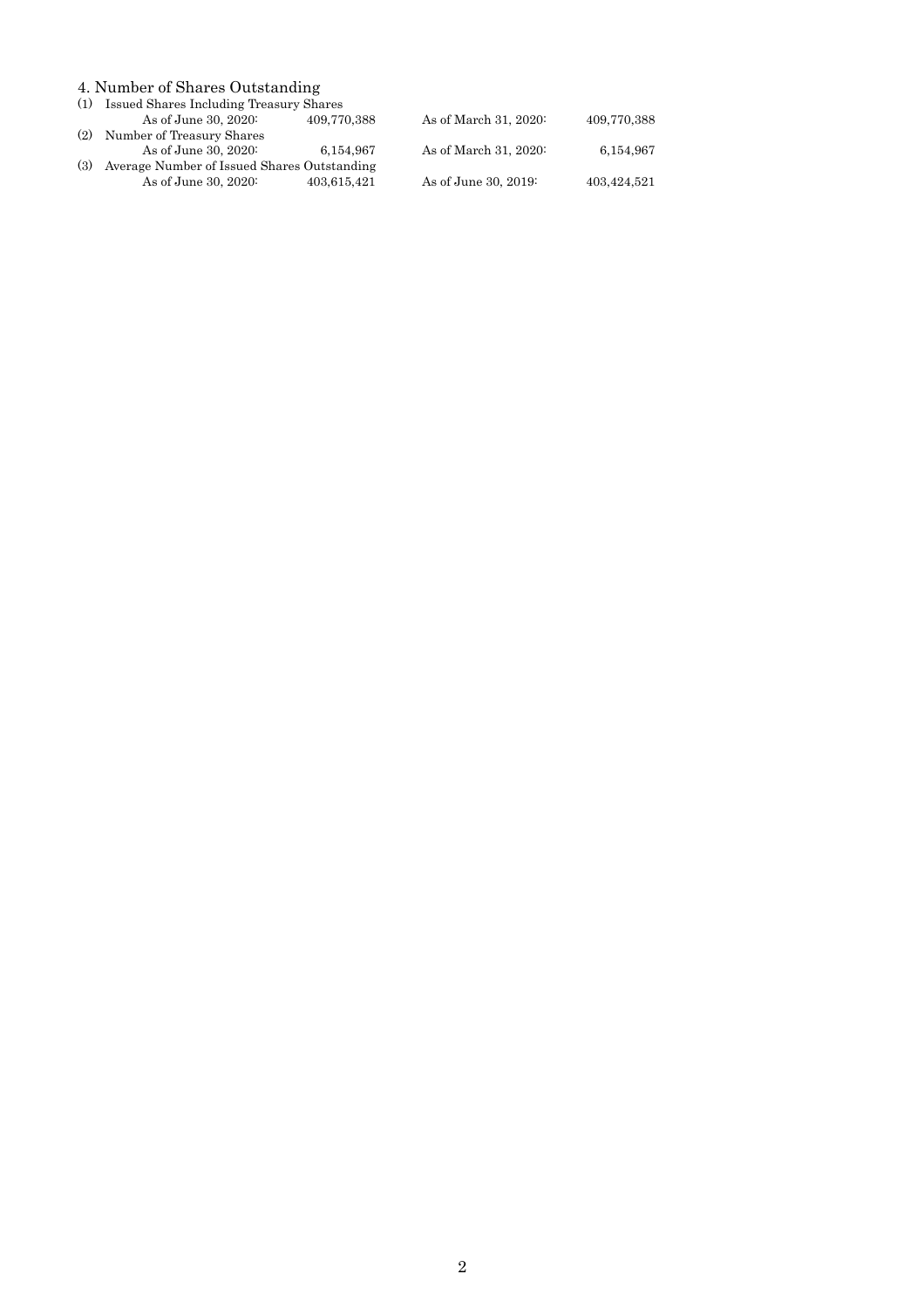## 4. Number of Shares Outstanding

(1) Issued Shares Including Treasury Shares

| | | | |
|---|---|---|---|
| As of June 30, 2020: | 409,770,388 | As of March 31, 2020: | 409,770,388 |

(2) Number of Treasury Shares

| | | | |
|---|---|---|---|
| As of June 30, 2020: | 6,154,967 | As of March 31, 2020: | 6,154,967 |

(3) Average Number of Issued Shares Outstanding

| | | | |
|---|---|---|---|
| As of June 30, 2020: | 403,615,421 | As of June 30, 2019: | 403,424,521 |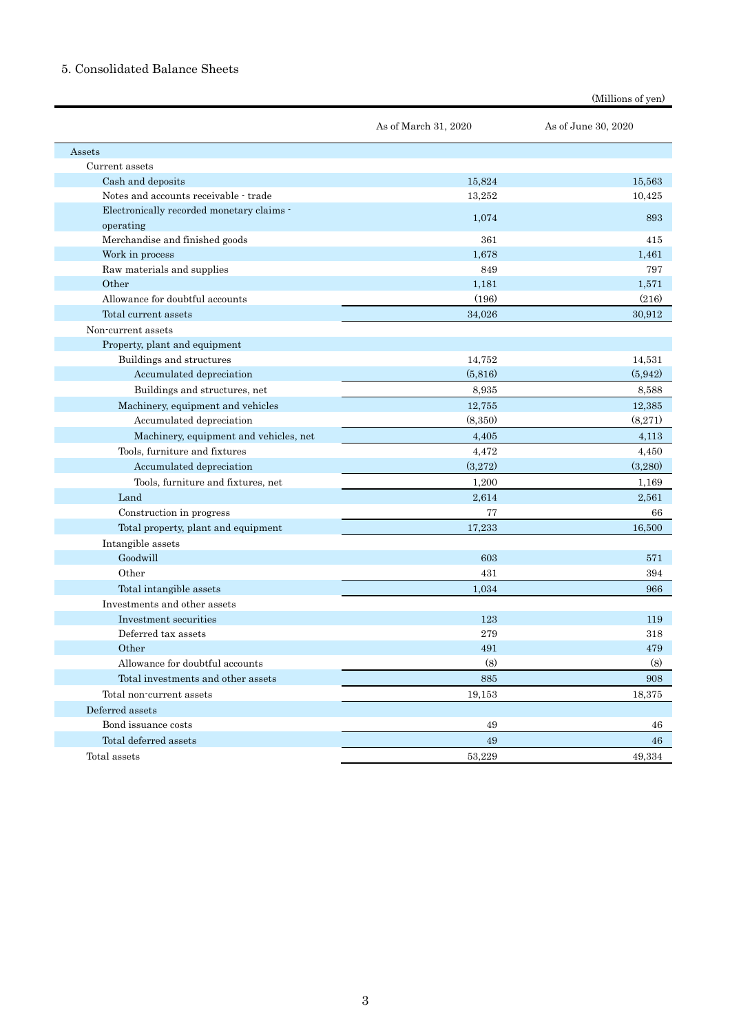## 5. Consolidated Balance Sheets

(Millions of yen)

| | As of March 31, 2020 | As of June 30, 2020 |
|---|---|---|
| Assets | | |
| Current assets | | |
| Cash and deposits | 15,824 | 15,563 |
| Notes and accounts receivable - trade | 13,252 | 10,425 |
| Electronically recorded monetary claims - operating | 1,074 | 893 |
| Merchandise and finished goods | 361 | 415 |
| Work in process | 1,678 | 1,461 |
| Raw materials and supplies | 849 | 797 |
| Other | 1,181 | 1,571 |
| Allowance for doubtful accounts | (196) | (216) |
| Total current assets | 34,026 | 30,912 |
| Non-current assets | | |
| Property, plant and equipment | | |
| Buildings and structures | 14,752 | 14,531 |
| Accumulated depreciation | (5,816) | (5,942) |
| Buildings and structures, net | 8,935 | 8,588 |
| Machinery, equipment and vehicles | 12,755 | 12,385 |
| Accumulated depreciation | (8,350) | (8,271) |
| Machinery, equipment and vehicles, net | 4,405 | 4,113 |
| Tools, furniture and fixtures | 4,472 | 4,450 |
| Accumulated depreciation | (3,272) | (3,280) |
| Tools, furniture and fixtures, net | 1,200 | 1,169 |
| Land | 2,614 | 2,561 |
| Construction in progress | 77 | 66 |
| Total property, plant and equipment | 17,233 | 16,500 |
| Intangible assets | | |
| Goodwill | 603 | 571 |
| Other | 431 | 394 |
| Total intangible assets | 1,034 | 966 |
| Investments and other assets | | |
| Investment securities | 123 | 119 |
| Deferred tax assets | 279 | 318 |
| Other | 491 | 479 |
| Allowance for doubtful accounts | (8) | (8) |
| Total investments and other assets | 885 | 908 |
| Total non-current assets | 19,153 | 18,375 |
| Deferred assets | | |
| Bond issuance costs | 49 | 46 |
| Total deferred assets | 49 | 46 |
| Total assets | 53,229 | 49,334 |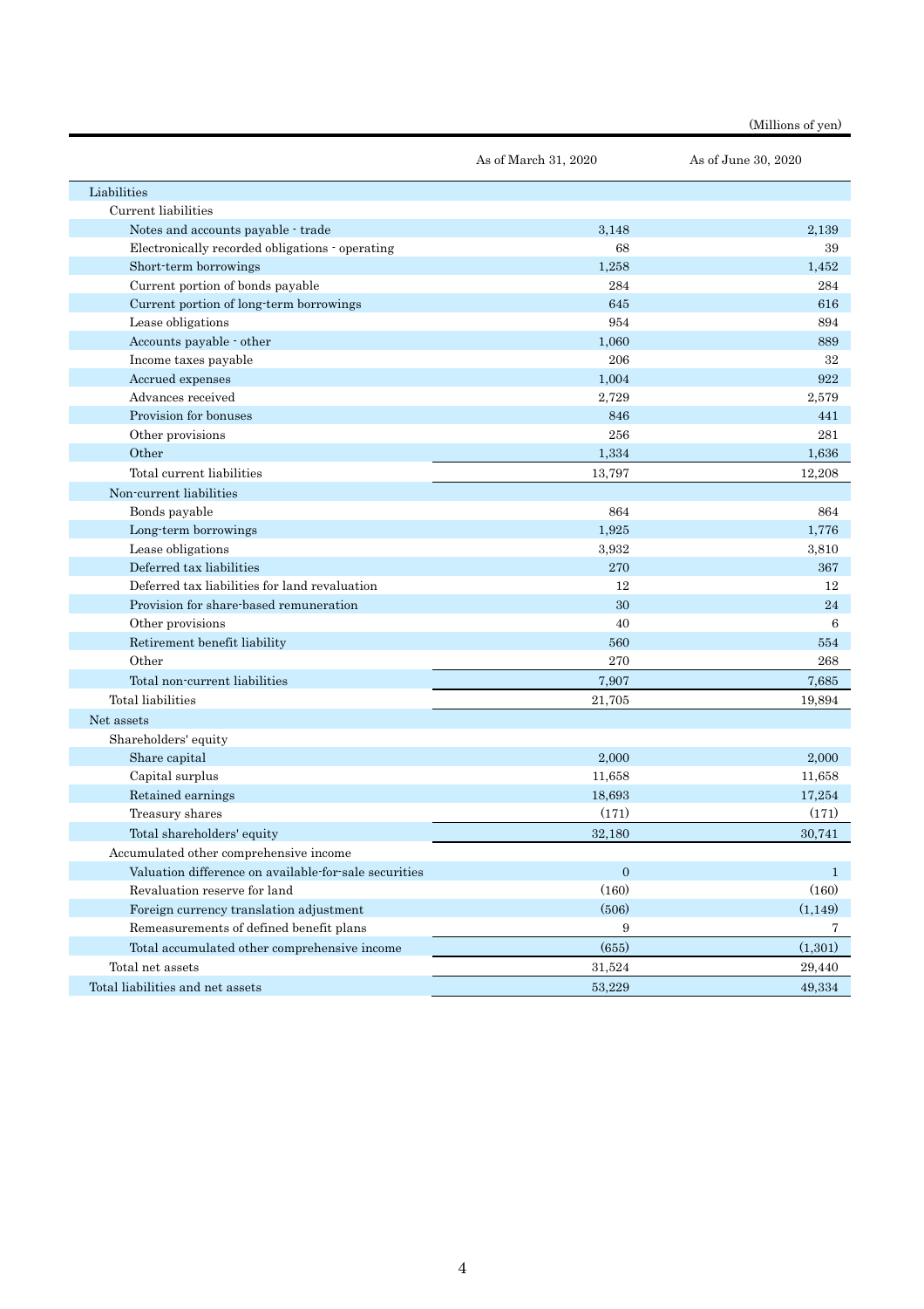(Millions of yen)

| | As of March 31, 2020 | As of June 30, 2020 |
|---|---|---|
| Liabilities | | |
| Current liabilities | | |
| Notes and accounts payable - trade | 3,148 | 2,139 |
| Electronically recorded obligations - operating | 68 | 39 |
| Short-term borrowings | 1,258 | 1,452 |
| Current portion of bonds payable | 284 | 284 |
| Current portion of long-term borrowings | 645 | 616 |
| Lease obligations | 954 | 894 |
| Accounts payable - other | 1,060 | 889 |
| Income taxes payable | 206 | 32 |
| Accrued expenses | 1,004 | 922 |
| Advances received | 2,729 | 2,579 |
| Provision for bonuses | 846 | 441 |
| Other provisions | 256 | 281 |
| Other | 1,334 | 1,636 |
| Total current liabilities | 13,797 | 12,208 |
| Non-current liabilities | | |
| Bonds payable | 864 | 864 |
| Long-term borrowings | 1,925 | 1,776 |
| Lease obligations | 3,932 | 3,810 |
| Deferred tax liabilities | 270 | 367 |
| Deferred tax liabilities for land revaluation | 12 | 12 |
| Provision for share-based remuneration | 30 | 24 |
| Other provisions | 40 | 6 |
| Retirement benefit liability | 560 | 554 |
| Other | 270 | 268 |
| Total non-current liabilities | 7,907 | 7,685 |
| Total liabilities | 21,705 | 19,894 |
| Net assets | | |
| Shareholders' equity | | |
| Share capital | 2,000 | 2,000 |
| Capital surplus | 11,658 | 11,658 |
| Retained earnings | 18,693 | 17,254 |
| Treasury shares | (171) | (171) |
| Total shareholders' equity | 32,180 | 30,741 |
| Accumulated other comprehensive income | | |
| Valuation difference on available-for-sale securities | 0 | 1 |
| Revaluation reserve for land | (160) | (160) |
| Foreign currency translation adjustment | (506) | (1,149) |
| Remeasurements of defined benefit plans | 9 | 7 |
| Total accumulated other comprehensive income | (655) | (1,301) |
| Total net assets | 31,524 | 29,440 |
| Total liabilities and net assets | 53,229 | 49,334 |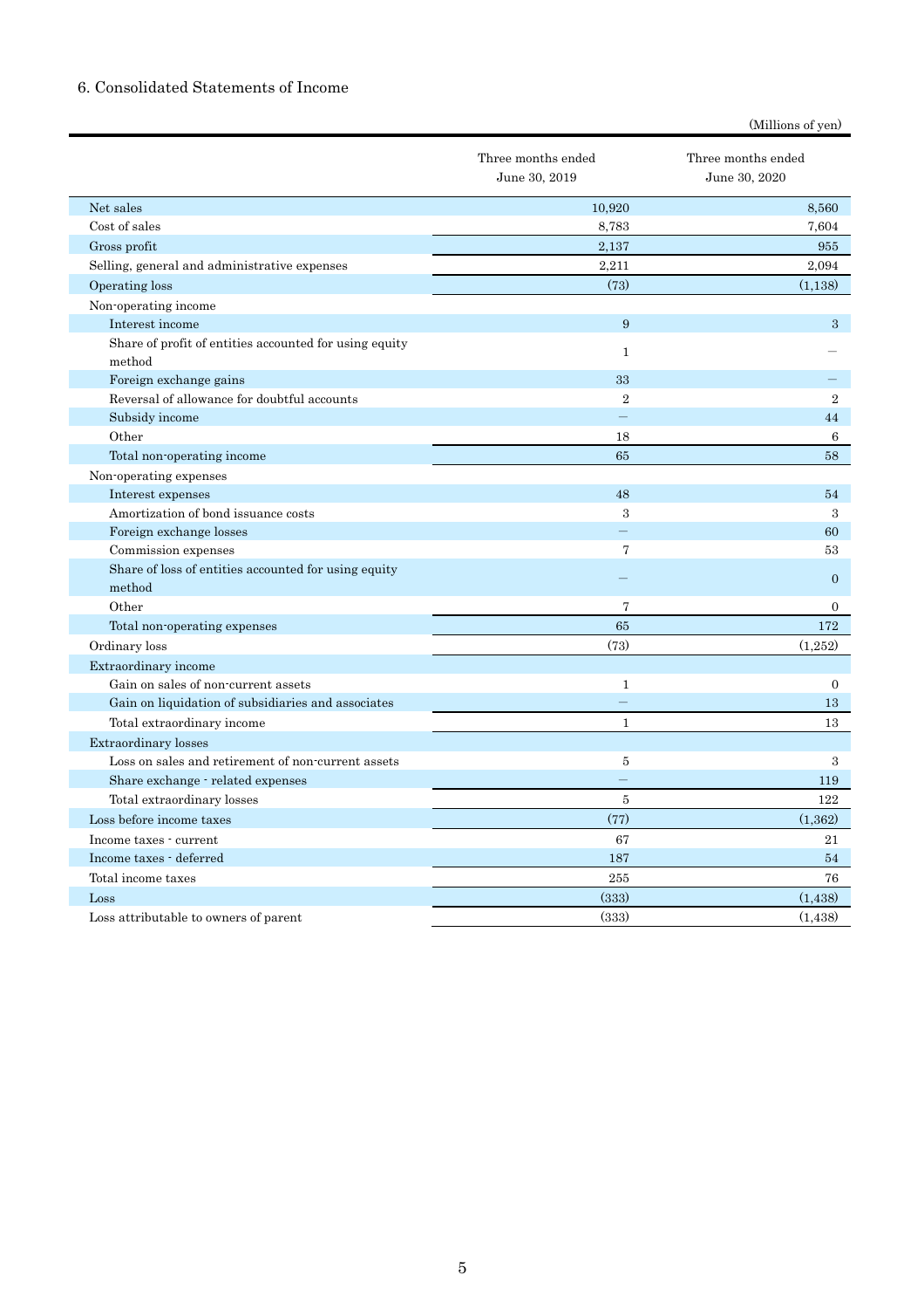## 6. Consolidated Statements of Income

(Millions of yen)

| | Three months ended June 30, 2019 | Three months ended June 30, 2020 |
|---|---|---|
| Net sales | 10,920 | 8,560 |
| Cost of sales | 8,783 | 7,604 |
| Gross profit | 2,137 | 955 |
| Selling, general and administrative expenses | 2,211 | 2,094 |
| Operating loss | (73) | (1,138) |
| Non-operating income | | |
| Interest income | 9 | 3 |
| Share of profit of entities accounted for using equity method | 1 | — |
| Foreign exchange gains | 33 | — |
| Reversal of allowance for doubtful accounts | 2 | 2 |
| Subsidy income | — | 44 |
| Other | 18 | 6 |
| Total non-operating income | 65 | 58 |
| Non-operating expenses | | |
| Interest expenses | 48 | 54 |
| Amortization of bond issuance costs | 3 | 3 |
| Foreign exchange losses | — | 60 |
| Commission expenses | 7 | 53 |
| Share of loss of entities accounted for using equity method | — | 0 |
| Other | 7 | 0 |
| Total non-operating expenses | 65 | 172 |
| Ordinary loss | (73) | (1,252) |
| Extraordinary income | | |
| Gain on sales of non-current assets | 1 | 0 |
| Gain on liquidation of subsidiaries and associates | — | 13 |
| Total extraordinary income | 1 | 13 |
| Extraordinary losses | | |
| Loss on sales and retirement of non-current assets | 5 | 3 |
| Share exchange - related expenses | — | 119 |
| Total extraordinary losses | 5 | 122 |
| Loss before income taxes | (77) | (1,362) |
| Income taxes - current | 67 | 21 |
| Income taxes - deferred | 187 | 54 |
| Total income taxes | 255 | 76 |
| Loss | (333) | (1,438) |
| Loss attributable to owners of parent | (333) | (1,438) |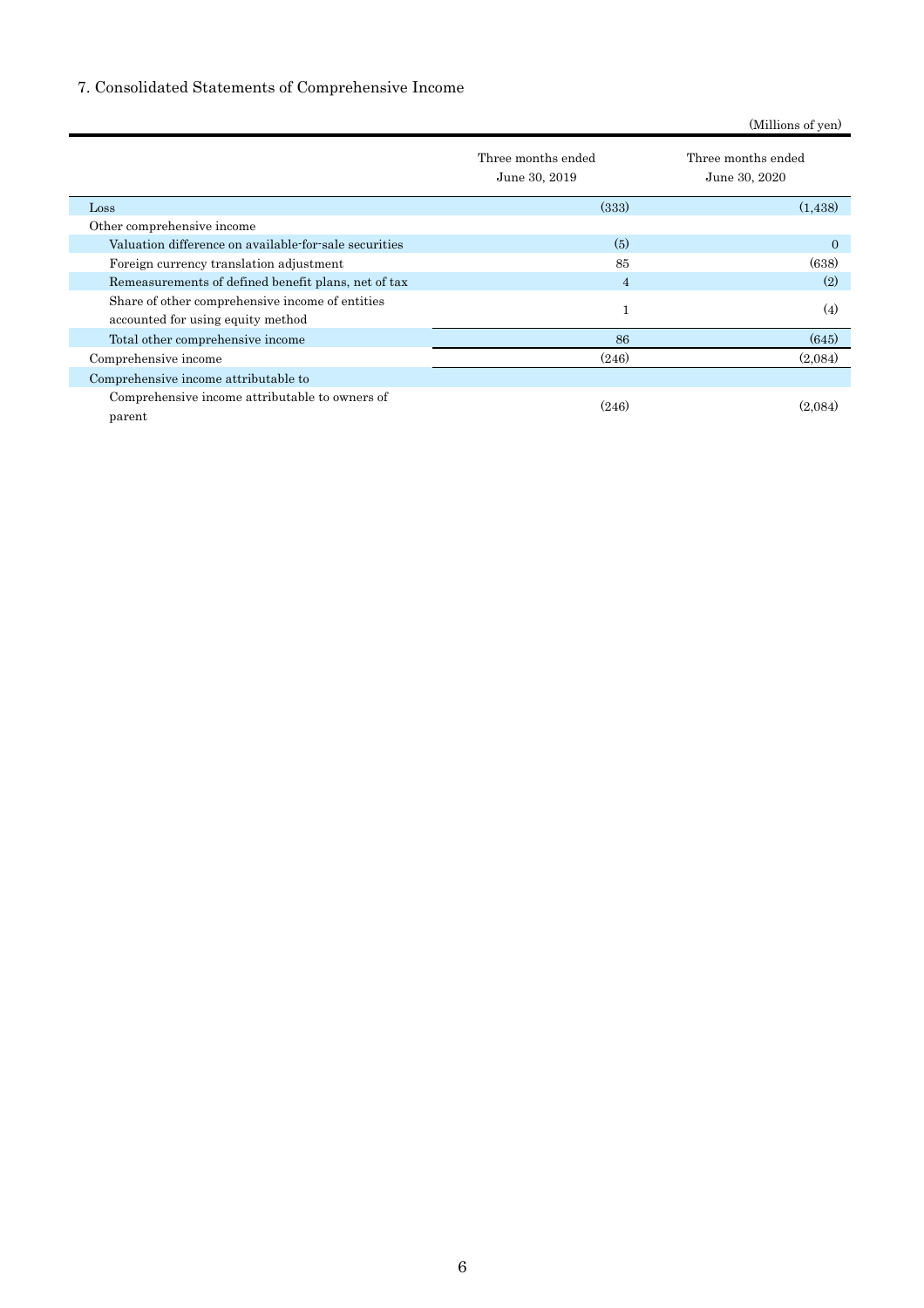## 7. Consolidated Statements of Comprehensive Income

(Millions of yen)

| | Three months ended June 30, 2019 | Three months ended June 30, 2020 |
|---|---|---|
| Loss | (333) | (1,438) |
| Other comprehensive income | | |
| Valuation difference on available-for-sale securities | (5) | 0 |
| Foreign currency translation adjustment | 85 | (638) |
| Remeasurements of defined benefit plans, net of tax | 4 | (2) |
| Share of other comprehensive income of entities accounted for using equity method | 1 | (4) |
| Total other comprehensive income | 86 | (645) |
| Comprehensive income | (246) | (2,084) |
| Comprehensive income attributable to | | |
| Comprehensive income attributable to owners of parent | (246) | (2,084) |